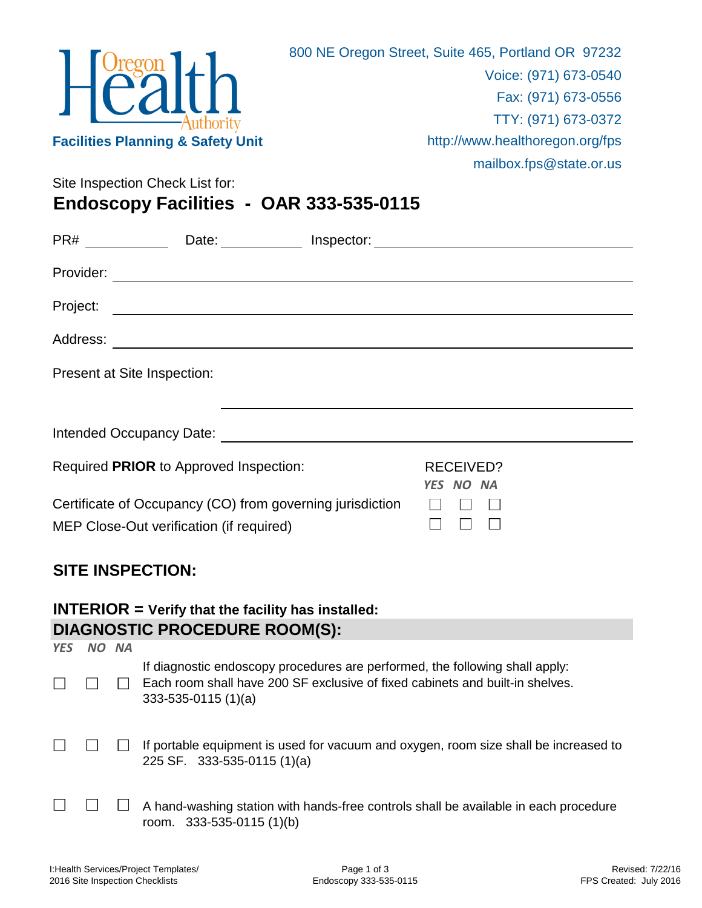Oregon Health Authority

**Facilities Planning & Safety Unit**

800 NE Oregon Street, Suite 465, Portland OR 97232
Voice: (971) 673-0540
Fax: (971) 673-0556
TTY: (971) 673-0372
http://www.healthoregon.org/fps
mailbox.fps@state.or.us

Site Inspection Check List for:

# Endoscopy Facilities - OAR 333-535-0115

PR# ____________ Date: ____________ Inspector: ______________________________

Provider: ______________________________________________

Project: ______________________________________________

Address: ______________________________________________

Present at Site Inspection:

______________________________________________

Intended Occupancy Date: ______________________________________________

| Required **PRIOR** to Approved Inspection: | RECEIVED? *YES* | *NO* | *NA* |
|---|---|---|---|
| Certificate of Occupancy (CO) from governing jurisdiction | ☐ | ☐ | ☐ |
| MEP Close-Out verification (if required) | ☐ | ☐ | ☐ |

## SITE INSPECTION:

### INTERIOR = Verify that the facility has installed:

### DIAGNOSTIC PROCEDURE ROOM(S):

| *YES* | *NO* | *NA* | |
|---|---|---|---|
| ☐ | ☐ | ☐ | If diagnostic endoscopy procedures are performed, the following shall apply: Each room shall have 200 SF exclusive of fixed cabinets and built-in shelves. 333-535-0115 (1)(a) |
| ☐ | ☐ | ☐ | If portable equipment is used for vacuum and oxygen, room size shall be increased to 225 SF. 333-535-0115 (1)(a) |
| ☐ | ☐ | ☐ | A hand-washing station with hands-free controls shall be available in each procedure room. 333-535-0115 (1)(b) |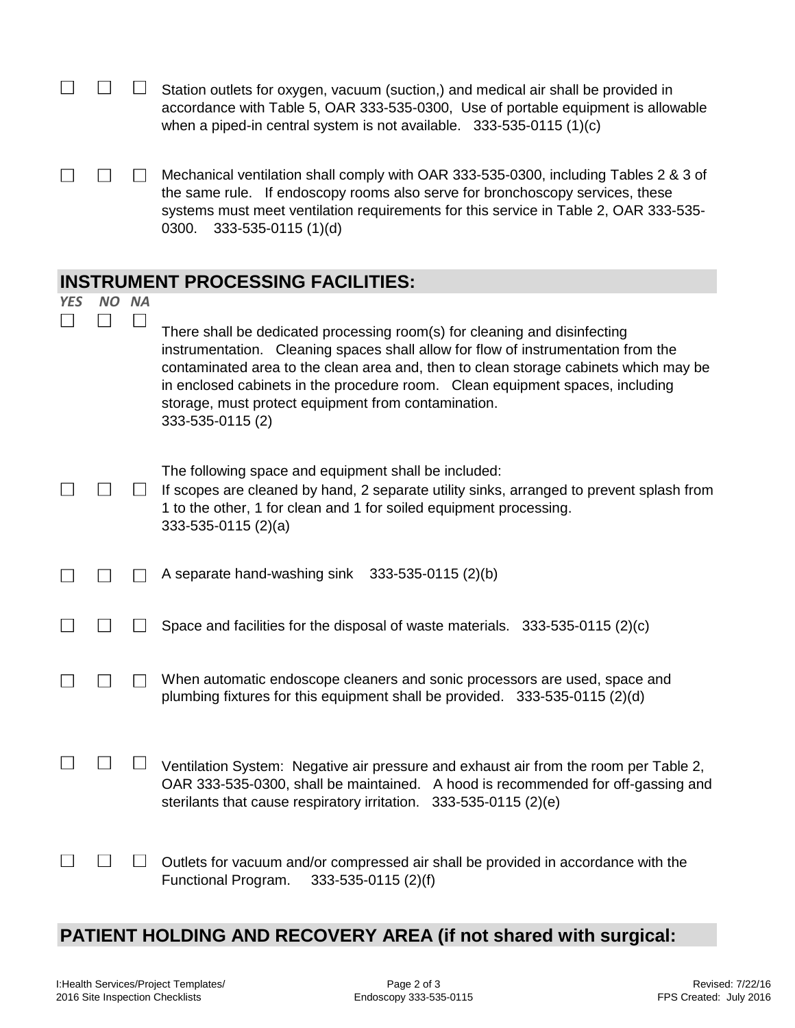☐ ☐ ☐ Station outlets for oxygen, vacuum (suction,) and medical air shall be provided in accordance with Table 5, OAR 333-535-0300, Use of portable equipment is allowable when a piped-in central system is not available. 333-535-0115 (1)(c)

☐ ☐ ☐ Mechanical ventilation shall comply with OAR 333-535-0300, including Tables 2 & 3 of the same rule. If endoscopy rooms also serve for bronchoscopy services, these systems must meet ventilation requirements for this service in Table 2, OAR 333-535-0300. 333-535-0115 (1)(d)

## INSTRUMENT PROCESSING FACILITIES:

*YES NO NA*

☐ ☐ ☐ There shall be dedicated processing room(s) for cleaning and disinfecting instrumentation. Cleaning spaces shall allow for flow of instrumentation from the contaminated area to the clean area and, then to clean storage cabinets which may be in enclosed cabinets in the procedure room. Clean equipment spaces, including storage, must protect equipment from contamination.
333-535-0115 (2)

The following space and equipment shall be included:

☐ ☐ ☐ If scopes are cleaned by hand, 2 separate utility sinks, arranged to prevent splash from 1 to the other, 1 for clean and 1 for soiled equipment processing.
333-535-0115 (2)(a)

☐ ☐ ☐ A separate hand-washing sink 333-535-0115 (2)(b)

☐ ☐ ☐ Space and facilities for the disposal of waste materials. 333-535-0115 (2)(c)

☐ ☐ ☐ When automatic endoscope cleaners and sonic processors are used, space and plumbing fixtures for this equipment shall be provided. 333-535-0115 (2)(d)

☐ ☐ ☐ Ventilation System: Negative air pressure and exhaust air from the room per Table 2, OAR 333-535-0300, shall be maintained. A hood is recommended for off-gassing and sterilants that cause respiratory irritation. 333-535-0115 (2)(e)

☐ ☐ ☐ Outlets for vacuum and/or compressed air shall be provided in accordance with the Functional Program. 333-535-0115 (2)(f)

## PATIENT HOLDING AND RECOVERY AREA (if not shared with surgical: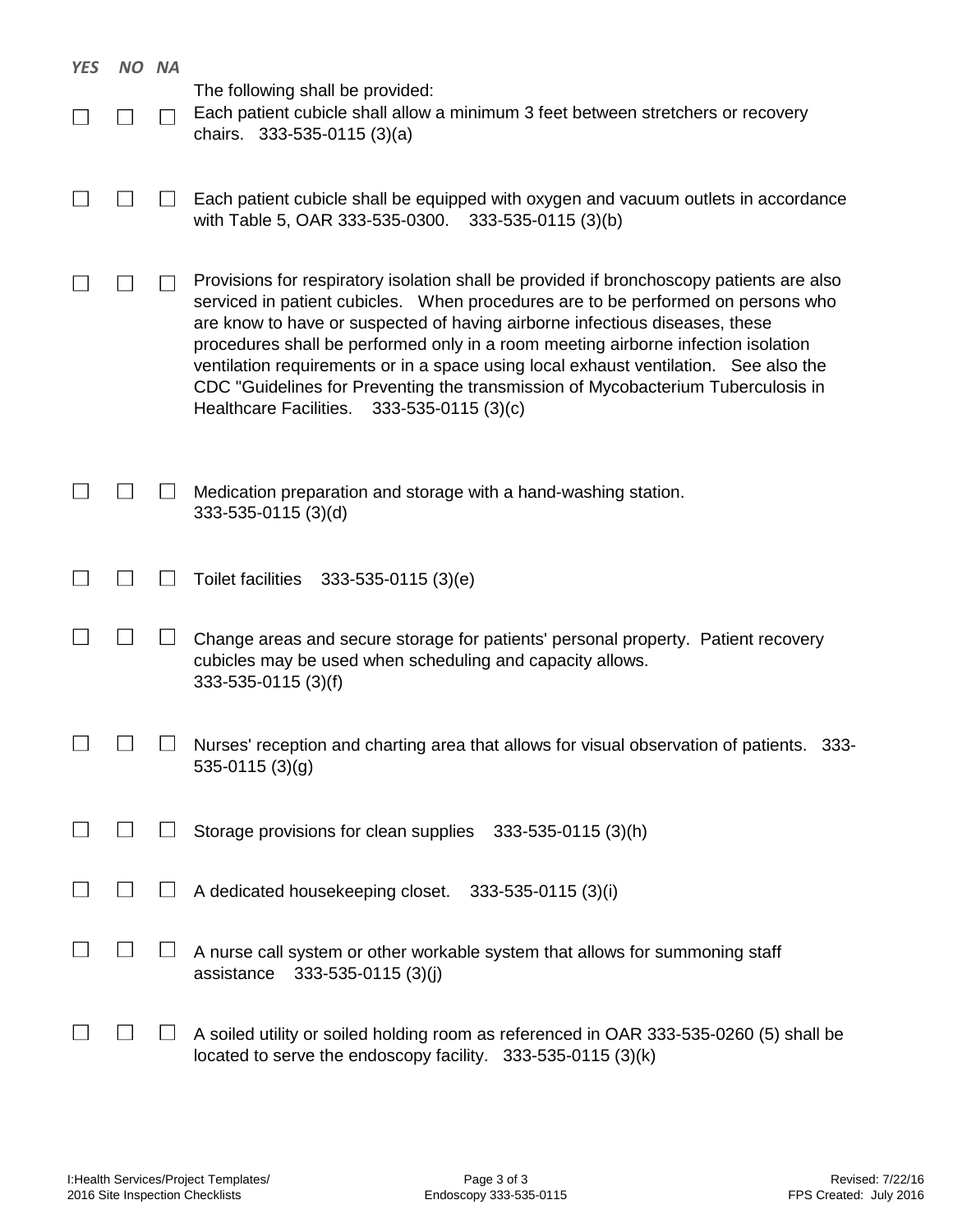| *YES* | *NO* | *NA* | |
|---|---|---|---|
| | | | The following shall be provided: |
| ☐ | ☐ | ☐ | Each patient cubicle shall allow a minimum 3 feet between stretchers or recovery chairs. 333-535-0115 (3)(a) |
| ☐ | ☐ | ☐ | Each patient cubicle shall be equipped with oxygen and vacuum outlets in accordance with Table 5, OAR 333-535-0300. 333-535-0115 (3)(b) |
| ☐ | ☐ | ☐ | Provisions for respiratory isolation shall be provided if bronchoscopy patients are also serviced in patient cubicles. When procedures are to be performed on persons who are know to have or suspected of having airborne infectious diseases, these procedures shall be performed only in a room meeting airborne infection isolation ventilation requirements or in a space using local exhaust ventilation. See also the CDC "Guidelines for Preventing the transmission of Mycobacterium Tuberculosis in Healthcare Facilities. 333-535-0115 (3)(c) |
| ☐ | ☐ | ☐ | Medication preparation and storage with a hand-washing station. 333-535-0115 (3)(d) |
| ☐ | ☐ | ☐ | Toilet facilities 333-535-0115 (3)(e) |
| ☐ | ☐ | ☐ | Change areas and secure storage for patients' personal property. Patient recovery cubicles may be used when scheduling and capacity allows. 333-535-0115 (3)(f) |
| ☐ | ☐ | ☐ | Nurses' reception and charting area that allows for visual observation of patients. 333-535-0115 (3)(g) |
| ☐ | ☐ | ☐ | Storage provisions for clean supplies 333-535-0115 (3)(h) |
| ☐ | ☐ | ☐ | A dedicated housekeeping closet. 333-535-0115 (3)(i) |
| ☐ | ☐ | ☐ | A nurse call system or other workable system that allows for summoning staff assistance 333-535-0115 (3)(j) |
| ☐ | ☐ | ☐ | A soiled utility or soiled holding room as referenced in OAR 333-535-0260 (5) shall be located to serve the endoscopy facility. 333-535-0115 (3)(k) |